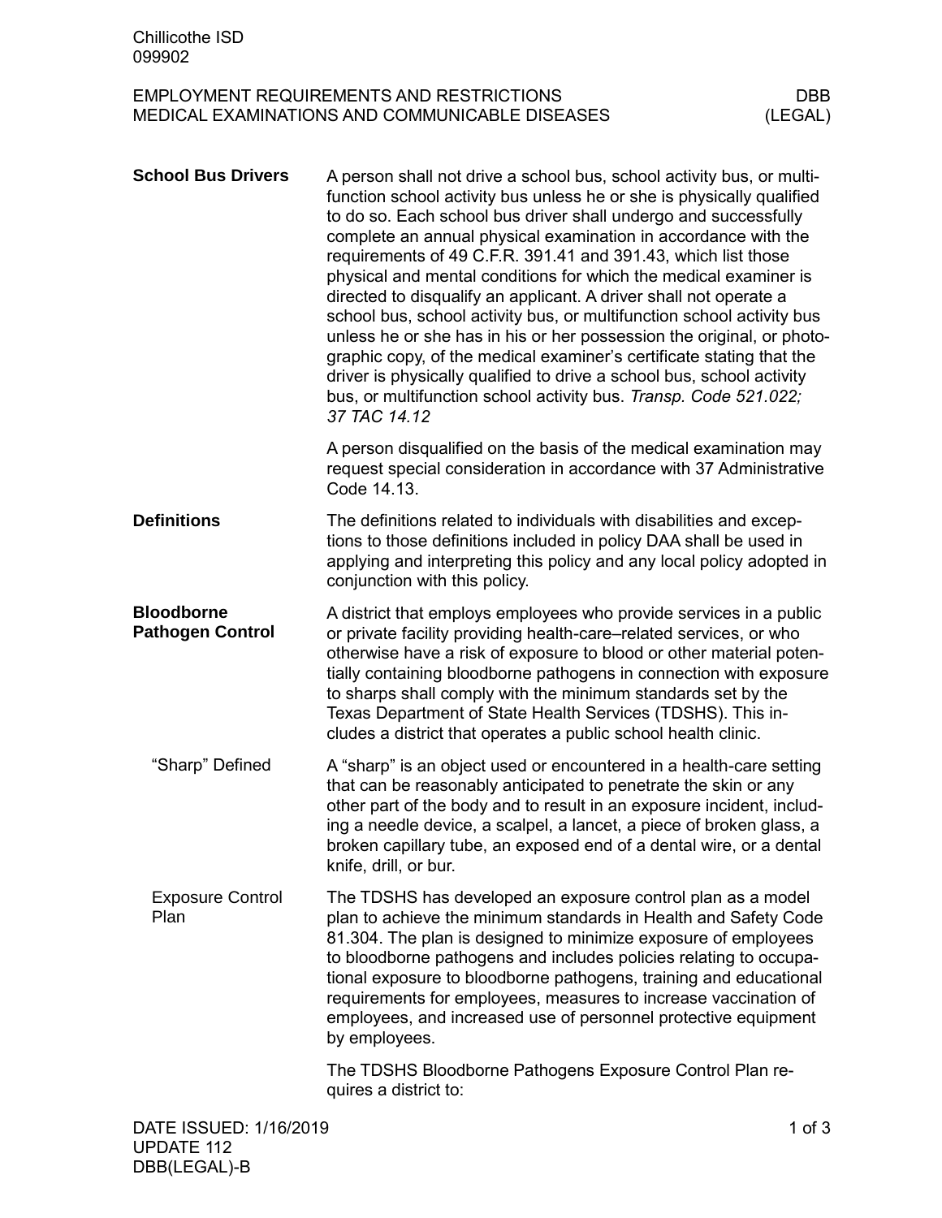## School Bus Drivers

A person shall not drive a school bus, school activity bus, or multifunction school activity bus unless he or she is physically qualified to do so. Each school bus driver shall undergo and successfully complete an annual physical examination in accordance with the requirements of 49 C.F.R. 391.41 and 391.43, which list those physical and mental conditions for which the medical examiner is directed to disqualify an applicant. A driver shall not operate a school bus, school activity bus, or multifunction school activity bus unless he or she has in his or her possession the original, or photographic copy, of the medical examiner's certificate stating that the driver is physically qualified to drive a school bus, school activity bus, or multifunction school activity bus. *Transp. Code 521.022; 37 TAC 14.12*

A person disqualified on the basis of the medical examination may request special consideration in accordance with 37 Administrative Code 14.13.

## Definitions

The definitions related to individuals with disabilities and exceptions to those definitions included in policy DAA shall be used in applying and interpreting this policy and any local policy adopted in conjunction with this policy.

## Bloodborne Pathogen Control

A district that employs employees who provide services in a public or private facility providing health-care–related services, or who otherwise have a risk of exposure to blood or other material potentially containing bloodborne pathogens in connection with exposure to sharps shall comply with the minimum standards set by the Texas Department of State Health Services (TDSHS). This includes a district that operates a public school health clinic.

### "Sharp" Defined

A "sharp" is an object used or encountered in a health-care setting that can be reasonably anticipated to penetrate the skin or any other part of the body and to result in an exposure incident, including a needle device, a scalpel, a lancet, a piece of broken glass, a broken capillary tube, an exposed end of a dental wire, or a dental knife, drill, or bur.

### Exposure Control Plan

The TDSHS has developed an exposure control plan as a model plan to achieve the minimum standards in Health and Safety Code 81.304. The plan is designed to minimize exposure of employees to bloodborne pathogens and includes policies relating to occupational exposure to bloodborne pathogens, training and educational requirements for employees, measures to increase vaccination of employees, and increased use of personnel protective equipment by employees.

The TDSHS Bloodborne Pathogens Exposure Control Plan requires a district to: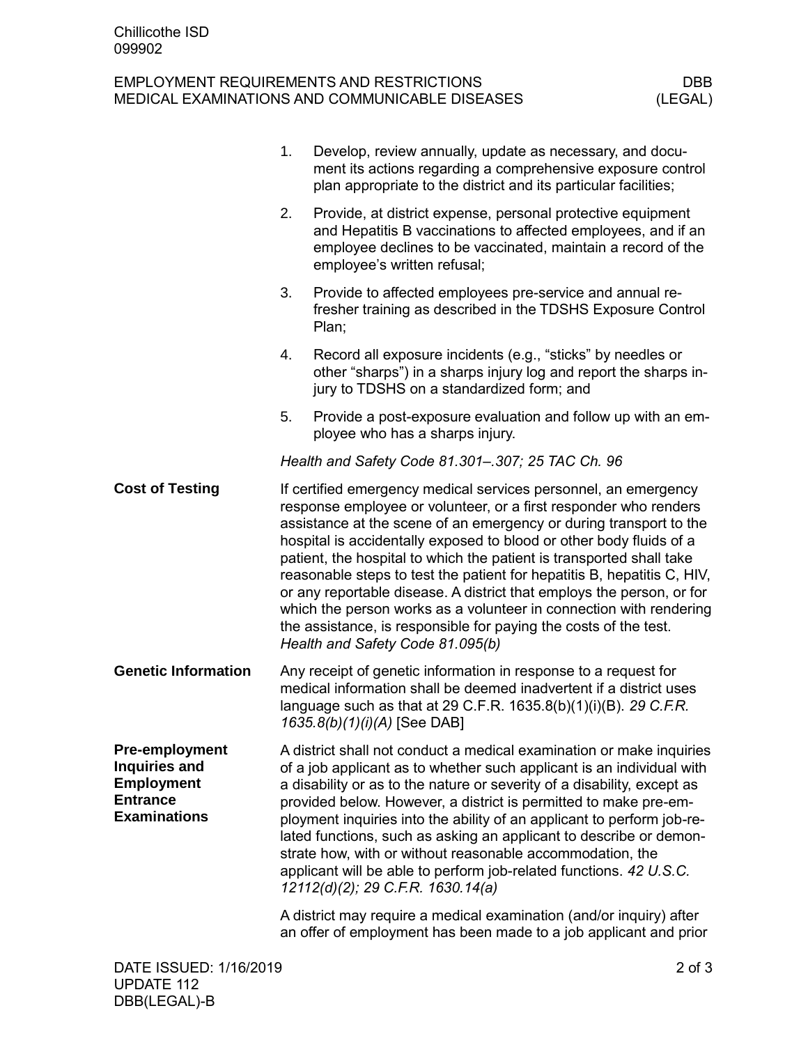1. Develop, review annually, update as necessary, and document its actions regarding a comprehensive exposure control plan appropriate to the district and its particular facilities;
2. Provide, at district expense, personal protective equipment and Hepatitis B vaccinations to affected employees, and if an employee declines to be vaccinated, maintain a record of the employee's written refusal;
3. Provide to affected employees pre-service and annual refresher training as described in the TDSHS Exposure Control Plan;
4. Record all exposure incidents (e.g., "sticks" by needles or other "sharps") in a sharps injury log and report the sharps injury to TDSHS on a standardized form; and
5. Provide a post-exposure evaluation and follow up with an employee who has a sharps injury.

*Health and Safety Code 81.301–.307; 25 TAC Ch. 96*

**Cost of Testing**

If certified emergency medical services personnel, an emergency response employee or volunteer, or a first responder who renders assistance at the scene of an emergency or during transport to the hospital is accidentally exposed to blood or other body fluids of a patient, the hospital to which the patient is transported shall take reasonable steps to test the patient for hepatitis B, hepatitis C, HIV, or any reportable disease. A district that employs the person, or for which the person works as a volunteer in connection with rendering the assistance, is responsible for paying the costs of the test. *Health and Safety Code 81.095(b)*

**Genetic Information**

Any receipt of genetic information in response to a request for medical information shall be deemed inadvertent if a district uses language such as that at 29 C.F.R. 1635.8(b)(1)(i)(B). *29 C.F.R. 1635.8(b)(1)(i)(A)* [See DAB]

**Pre-employment Inquiries and Employment Entrance Examinations**

A district shall not conduct a medical examination or make inquiries of a job applicant as to whether such applicant is an individual with a disability or as to the nature or severity of a disability, except as provided below. However, a district is permitted to make pre-employment inquiries into the ability of an applicant to perform job-related functions, such as asking an applicant to describe or demonstrate how, with or without reasonable accommodation, the applicant will be able to perform job-related functions. *42 U.S.C. 12112(d)(2); 29 C.F.R. 1630.14(a)*

A district may require a medical examination (and/or inquiry) after an offer of employment has been made to a job applicant and prior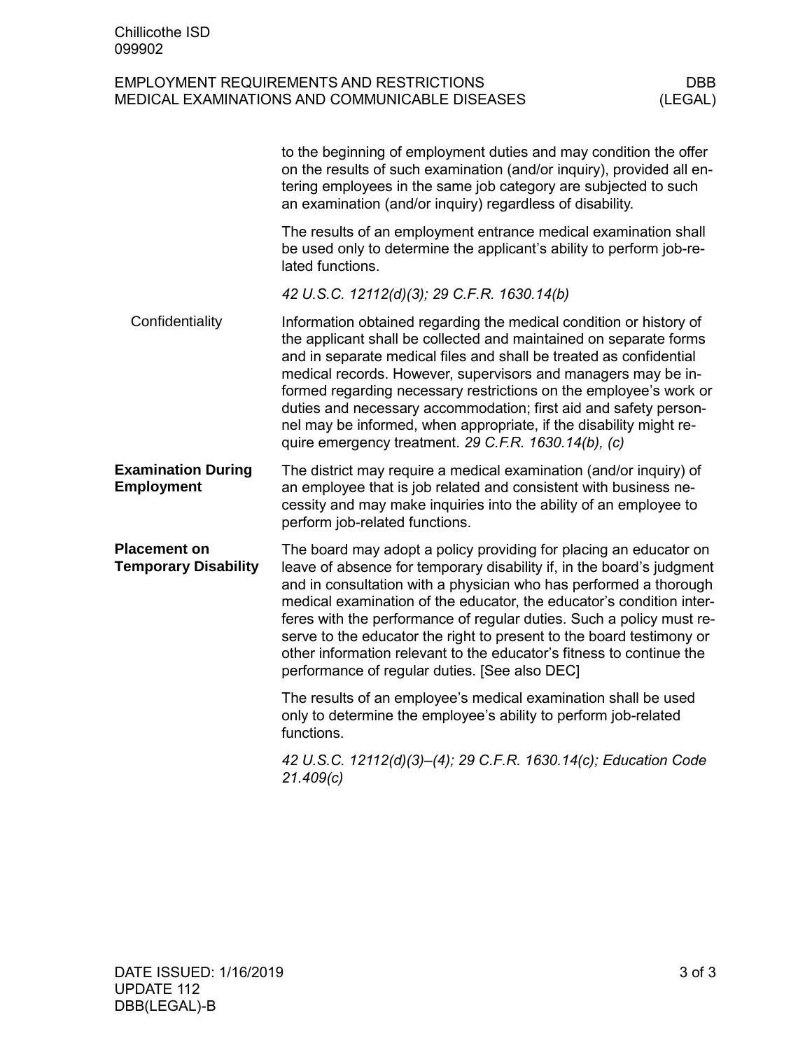to the beginning of employment duties and may condition the offer on the results of such examination (and/or inquiry), provided all entering employees in the same job category are subjected to such an examination (and/or inquiry) regardless of disability.

The results of an employment entrance medical examination shall be used only to determine the applicant's ability to perform job-related functions.

*42 U.S.C. 12112(d)(3); 29 C.F.R. 1630.14(b)*

### Confidentiality

Information obtained regarding the medical condition or history of the applicant shall be collected and maintained on separate forms and in separate medical files and shall be treated as confidential medical records. However, supervisors and managers may be informed regarding necessary restrictions on the employee's work or duties and necessary accommodation; first aid and safety personnel may be informed, when appropriate, if the disability might require emergency treatment. *29 C.F.R. 1630.14(b), (c)*

## Examination During Employment

The district may require a medical examination (and/or inquiry) of an employee that is job related and consistent with business necessity and may make inquiries into the ability of an employee to perform job-related functions.

## Placement on Temporary Disability

The board may adopt a policy providing for placing an educator on leave of absence for temporary disability if, in the board's judgment and in consultation with a physician who has performed a thorough medical examination of the educator, the educator's condition interferes with the performance of regular duties. Such a policy must reserve to the educator the right to present to the board testimony or other information relevant to the educator's fitness to continue the performance of regular duties. [See also DEC]

The results of an employee's medical examination shall be used only to determine the employee's ability to perform job-related functions.

*42 U.S.C. 12112(d)(3)–(4); 29 C.F.R. 1630.14(c); Education Code 21.409(c)*